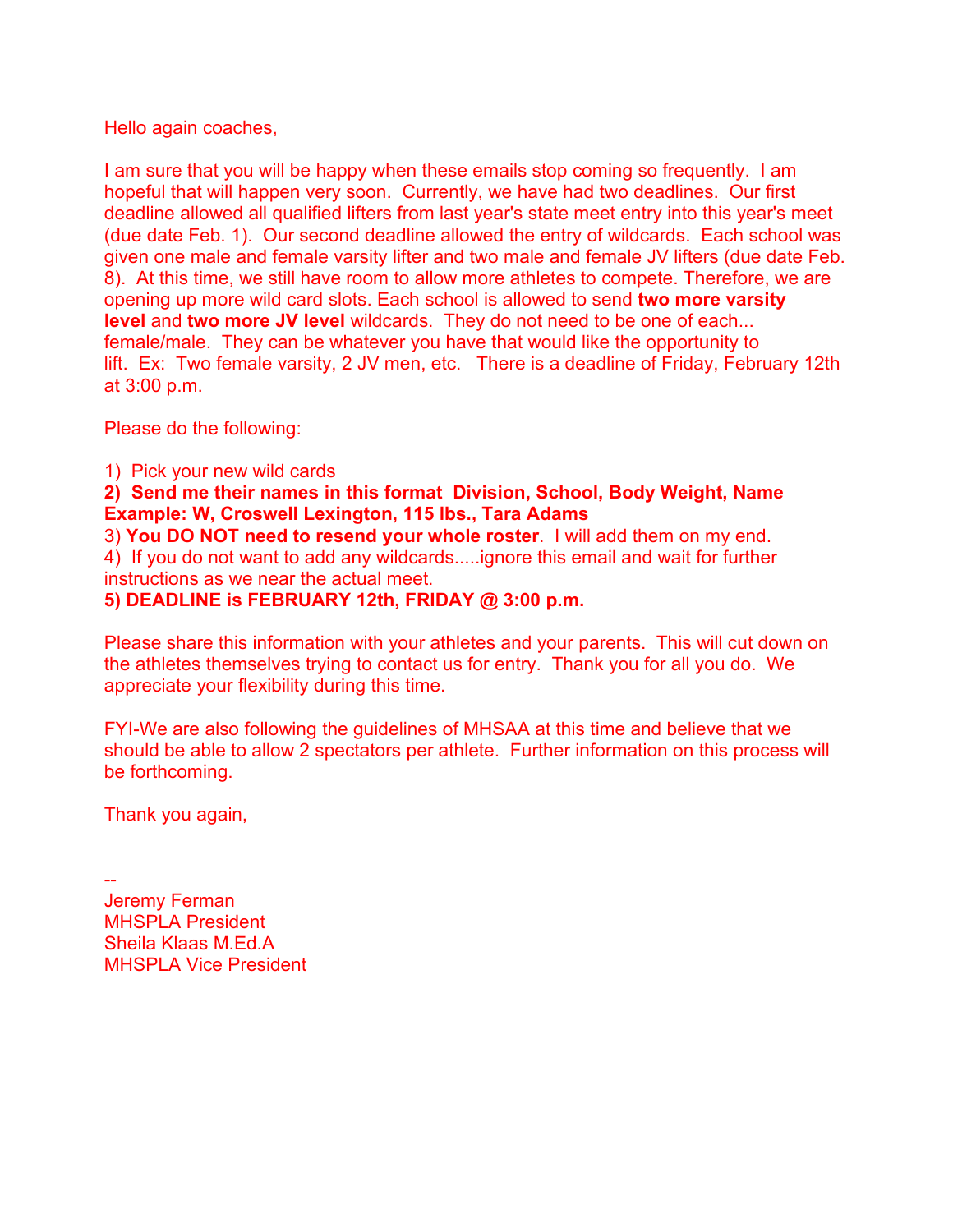Hello again coaches,

I am sure that you will be happy when these emails stop coming so frequently. I am hopeful that will happen very soon. Currently, we have had two deadlines. Our first deadline allowed all qualified lifters from last year's state meet entry into this year's meet (due date Feb. 1). Our second deadline allowed the entry of wildcards. Each school was given one male and female varsity lifter and two male and female JV lifters (due date Feb. 8). At this time, we still have room to allow more athletes to compete. Therefore, we are opening up more wild card slots. Each school is allowed to send **two more varsity level** and **two more JV level** wildcards. They do not need to be one of each... female/male. They can be whatever you have that would like the opportunity to lift. Ex: Two female varsity, 2 JV men, etc. There is a deadline of Friday, February 12th at 3:00 p.m.

Please do the following:

1) Pick your new wild cards
**2) Send me their names in this format Division, School, Body Weight, Name**
**Example: W, Croswell Lexington, 115 lbs., Tara Adams**
3) **You DO NOT need to resend your whole roster**. I will add them on my end.
4) If you do not want to add any wildcards.....ignore this email and wait for further instructions as we near the actual meet.
**5) DEADLINE is FEBRUARY 12th, FRIDAY @ 3:00 p.m.**

Please share this information with your athletes and your parents. This will cut down on the athletes themselves trying to contact us for entry. Thank you for all you do. We appreciate your flexibility during this time.

FYI-We are also following the guidelines of MHSAA at this time and believe that we should be able to allow 2 spectators per athlete. Further information on this process will be forthcoming.

Thank you again,

--
Jeremy Ferman
MHSPLA President
Sheila Klaas M.Ed.A
MHSPLA Vice President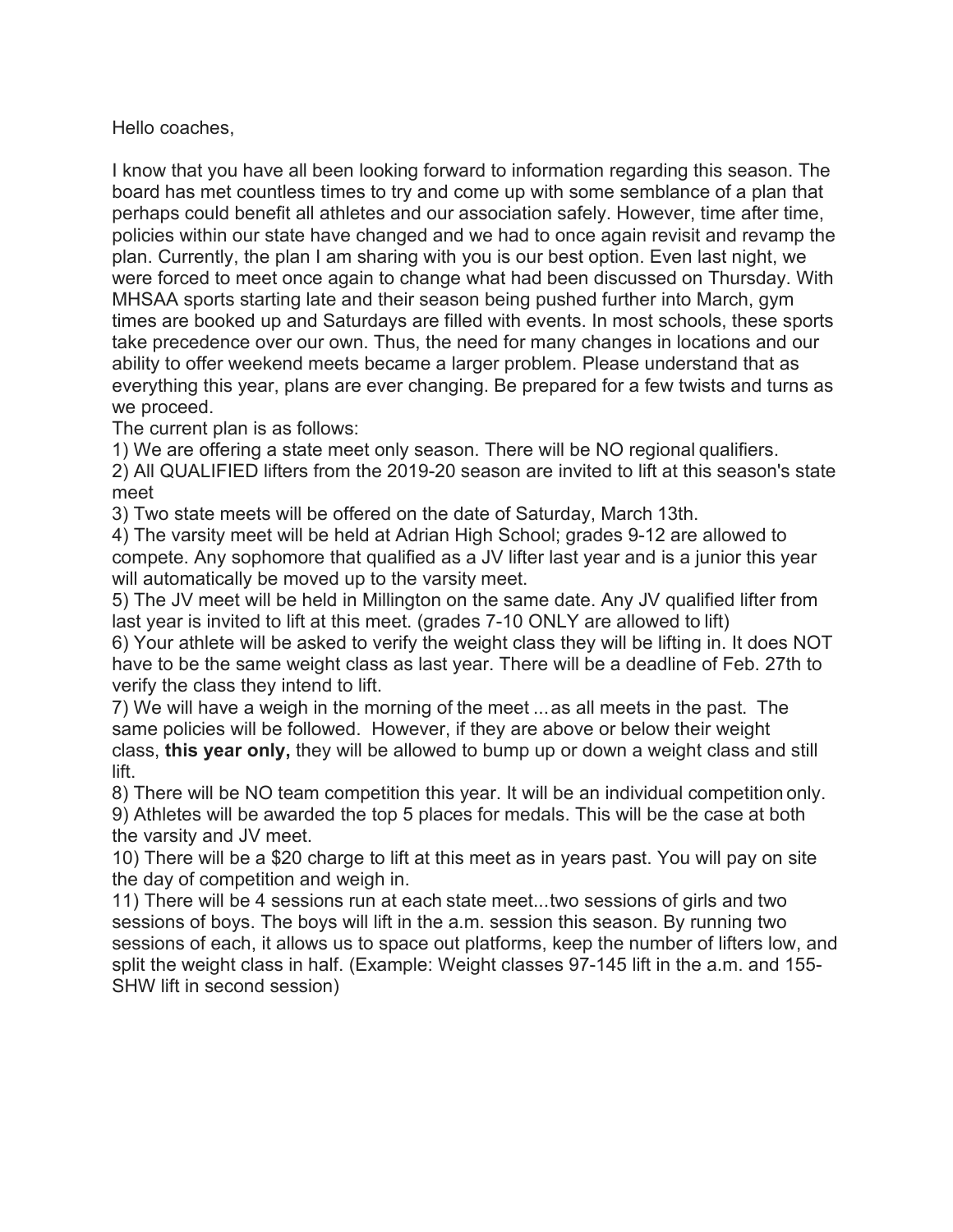Hello coaches,

I know that you have all been looking forward to information regarding this season. The board has met countless times to try and come up with some semblance of a plan that perhaps could benefit all athletes and our association safely. However, time after time, policies within our state have changed and we had to once again revisit and revamp the plan. Currently, the plan I am sharing with you is our best option. Even last night, we were forced to meet once again to change what had been discussed on Thursday. With MHSAA sports starting late and their season being pushed further into March, gym times are booked up and Saturdays are filled with events. In most schools, these sports take precedence over our own. Thus, the need for many changes in locations and our ability to offer weekend meets became a larger problem. Please understand that as everything this year, plans are ever changing. Be prepared for a few twists and turns as we proceed.

The current plan is as follows:

1) We are offering a state meet only season. There will be NO regional qualifiers.
2) All QUALIFIED lifters from the 2019-20 season are invited to lift at this season's state meet
3) Two state meets will be offered on the date of Saturday, March 13th.
4) The varsity meet will be held at Adrian High School; grades 9-12 are allowed to compete. Any sophomore that qualified as a JV lifter last year and is a junior this year will automatically be moved up to the varsity meet.
5) The JV meet will be held in Millington on the same date. Any JV qualified lifter from last year is invited to lift at this meet. (grades 7-10 ONLY are allowed to lift)
6) Your athlete will be asked to verify the weight class they will be lifting in. It does NOT have to be the same weight class as last year. There will be a deadline of Feb. 27th to verify the class they intend to lift.
7) We will have a weigh in the morning of the meet ... as all meets in the past. The same policies will be followed. However, if they are above or below their weight class, **this year only,** they will be allowed to bump up or down a weight class and still lift.
8) There will be NO team competition this year. It will be an individual competition only.
9) Athletes will be awarded the top 5 places for medals. This will be the case at both the varsity and JV meet.
10) There will be a $20 charge to lift at this meet as in years past. You will pay on site the day of competition and weigh in.
11) There will be 4 sessions run at each state meet...two sessions of girls and two sessions of boys. The boys will lift in the a.m. session this season. By running two sessions of each, it allows us to space out platforms, keep the number of lifters low, and split the weight class in half. (Example: Weight classes 97-145 lift in the a.m. and 155-SHW lift in second session)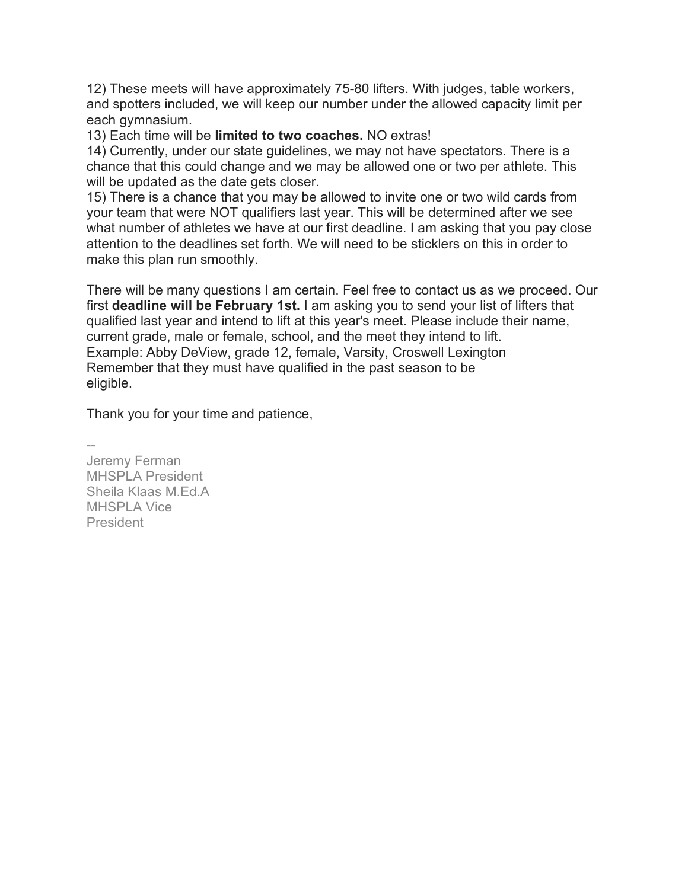12) These meets will have approximately 75-80 lifters. With judges, table workers, and spotters included, we will keep our number under the allowed capacity limit per each gymnasium.

13) Each time will be **limited to two coaches.** NO extras!

14) Currently, under our state guidelines, we may not have spectators. There is a chance that this could change and we may be allowed one or two per athlete. This will be updated as the date gets closer.

15) There is a chance that you may be allowed to invite one or two wild cards from your team that were NOT qualifiers last year. This will be determined after we see what number of athletes we have at our first deadline. I am asking that you pay close attention to the deadlines set forth. We will need to be sticklers on this in order to make this plan run smoothly.

There will be many questions I am certain. Feel free to contact us as we proceed. Our first **deadline will be February 1st.** I am asking you to send your list of lifters that qualified last year and intend to lift at this year's meet. Please include their name, current grade, male or female, school, and the meet they intend to lift.
Example: Abby DeView, grade 12, female, Varsity, Croswell Lexington
Remember that they must have qualified in the past season to be eligible.

Thank you for your time and patience,

--
Jeremy Ferman
MHSPLA President
Sheila Klaas M.Ed.A
MHSPLA Vice President